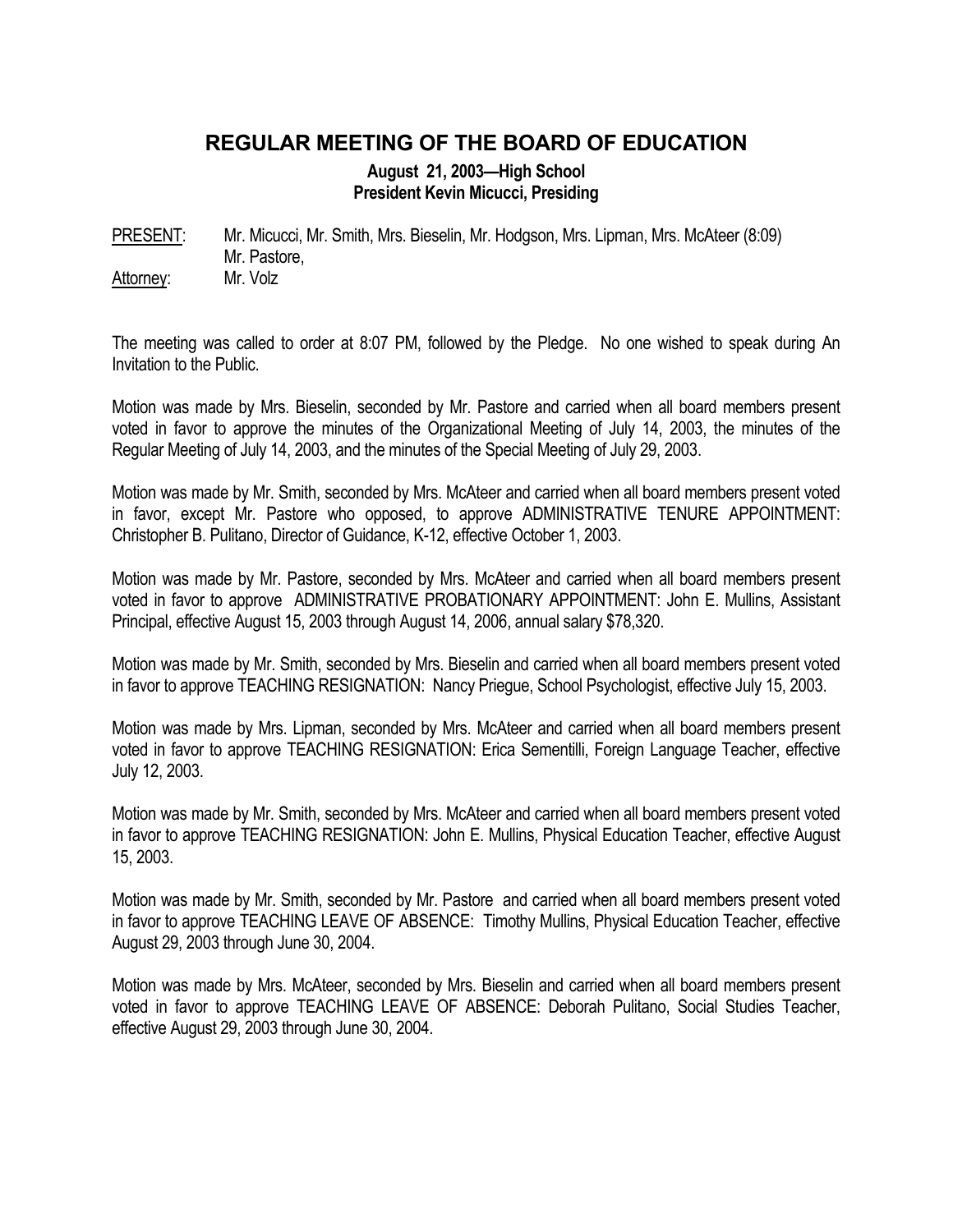# REGULAR MEETING OF THE BOARD OF EDUCATION

**August 21, 2003—High School**
**President Kevin Micucci, Presiding**

PRESENT: Mr. Micucci, Mr. Smith, Mrs. Bieselin, Mr. Hodgson, Mrs. Lipman, Mrs. McAteer (8:09) Mr. Pastore,
Attorney: Mr. Volz

The meeting was called to order at 8:07 PM, followed by the Pledge. No one wished to speak during An Invitation to the Public.

Motion was made by Mrs. Bieselin, seconded by Mr. Pastore and carried when all board members present voted in favor to approve the minutes of the Organizational Meeting of July 14, 2003, the minutes of the Regular Meeting of July 14, 2003, and the minutes of the Special Meeting of July 29, 2003.

Motion was made by Mr. Smith, seconded by Mrs. McAteer and carried when all board members present voted in favor, except Mr. Pastore who opposed, to approve ADMINISTRATIVE TENURE APPOINTMENT: Christopher B. Pulitano, Director of Guidance, K-12, effective October 1, 2003.

Motion was made by Mr. Pastore, seconded by Mrs. McAteer and carried when all board members present voted in favor to approve ADMINISTRATIVE PROBATIONARY APPOINTMENT: John E. Mullins, Assistant Principal, effective August 15, 2003 through August 14, 2006, annual salary $78,320.

Motion was made by Mr. Smith, seconded by Mrs. Bieselin and carried when all board members present voted in favor to approve TEACHING RESIGNATION: Nancy Priegue, School Psychologist, effective July 15, 2003.

Motion was made by Mrs. Lipman, seconded by Mrs. McAteer and carried when all board members present voted in favor to approve TEACHING RESIGNATION: Erica Sementilli, Foreign Language Teacher, effective July 12, 2003.

Motion was made by Mr. Smith, seconded by Mrs. McAteer and carried when all board members present voted in favor to approve TEACHING RESIGNATION: John E. Mullins, Physical Education Teacher, effective August 15, 2003.

Motion was made by Mr. Smith, seconded by Mr. Pastore and carried when all board members present voted in favor to approve TEACHING LEAVE OF ABSENCE: Timothy Mullins, Physical Education Teacher, effective August 29, 2003 through June 30, 2004.

Motion was made by Mrs. McAteer, seconded by Mrs. Bieselin and carried when all board members present voted in favor to approve TEACHING LEAVE OF ABSENCE: Deborah Pulitano, Social Studies Teacher, effective August 29, 2003 through June 30, 2004.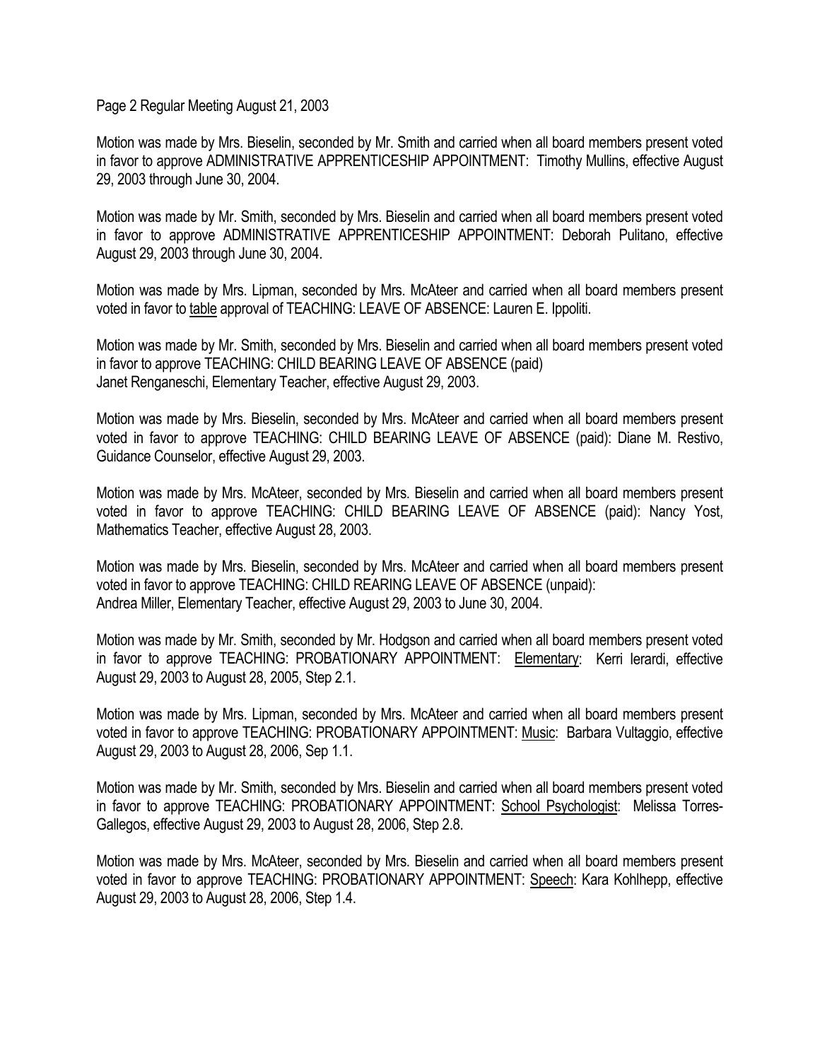Motion was made by Mrs. Bieselin, seconded by Mr. Smith and carried when all board members present voted in favor to approve ADMINISTRATIVE APPRENTICESHIP APPOINTMENT: Timothy Mullins, effective August 29, 2003 through June 30, 2004.

Motion was made by Mr. Smith, seconded by Mrs. Bieselin and carried when all board members present voted in favor to approve ADMINISTRATIVE APPRENTICESHIP APPOINTMENT: Deborah Pulitano, effective August 29, 2003 through June 30, 2004.

Motion was made by Mrs. Lipman, seconded by Mrs. McAteer and carried when all board members present voted in favor to table approval of TEACHING: LEAVE OF ABSENCE: Lauren E. Ippoliti.

Motion was made by Mr. Smith, seconded by Mrs. Bieselin and carried when all board members present voted in favor to approve TEACHING: CHILD BEARING LEAVE OF ABSENCE (paid)
Janet Renganeschi, Elementary Teacher, effective August 29, 2003.

Motion was made by Mrs. Bieselin, seconded by Mrs. McAteer and carried when all board members present voted in favor to approve TEACHING: CHILD BEARING LEAVE OF ABSENCE (paid): Diane M. Restivo, Guidance Counselor, effective August 29, 2003.

Motion was made by Mrs. McAteer, seconded by Mrs. Bieselin and carried when all board members present voted in favor to approve TEACHING: CHILD BEARING LEAVE OF ABSENCE (paid): Nancy Yost, Mathematics Teacher, effective August 28, 2003.

Motion was made by Mrs. Bieselin, seconded by Mrs. McAteer and carried when all board members present voted in favor to approve TEACHING: CHILD REARING LEAVE OF ABSENCE (unpaid):
Andrea Miller, Elementary Teacher, effective August 29, 2003 to June 30, 2004.

Motion was made by Mr. Smith, seconded by Mr. Hodgson and carried when all board members present voted in favor to approve TEACHING: PROBATIONARY APPOINTMENT: Elementary: Kerri Ierardi, effective August 29, 2003 to August 28, 2005, Step 2.1.

Motion was made by Mrs. Lipman, seconded by Mrs. McAteer and carried when all board members present voted in favor to approve TEACHING: PROBATIONARY APPOINTMENT: Music: Barbara Vultaggio, effective August 29, 2003 to August 28, 2006, Sep 1.1.

Motion was made by Mr. Smith, seconded by Mrs. Bieselin and carried when all board members present voted in favor to approve TEACHING: PROBATIONARY APPOINTMENT: School Psychologist: Melissa Torres-Gallegos, effective August 29, 2003 to August 28, 2006, Step 2.8.

Motion was made by Mrs. McAteer, seconded by Mrs. Bieselin and carried when all board members present voted in favor to approve TEACHING: PROBATIONARY APPOINTMENT: Speech: Kara Kohlhepp, effective August 29, 2003 to August 28, 2006, Step 1.4.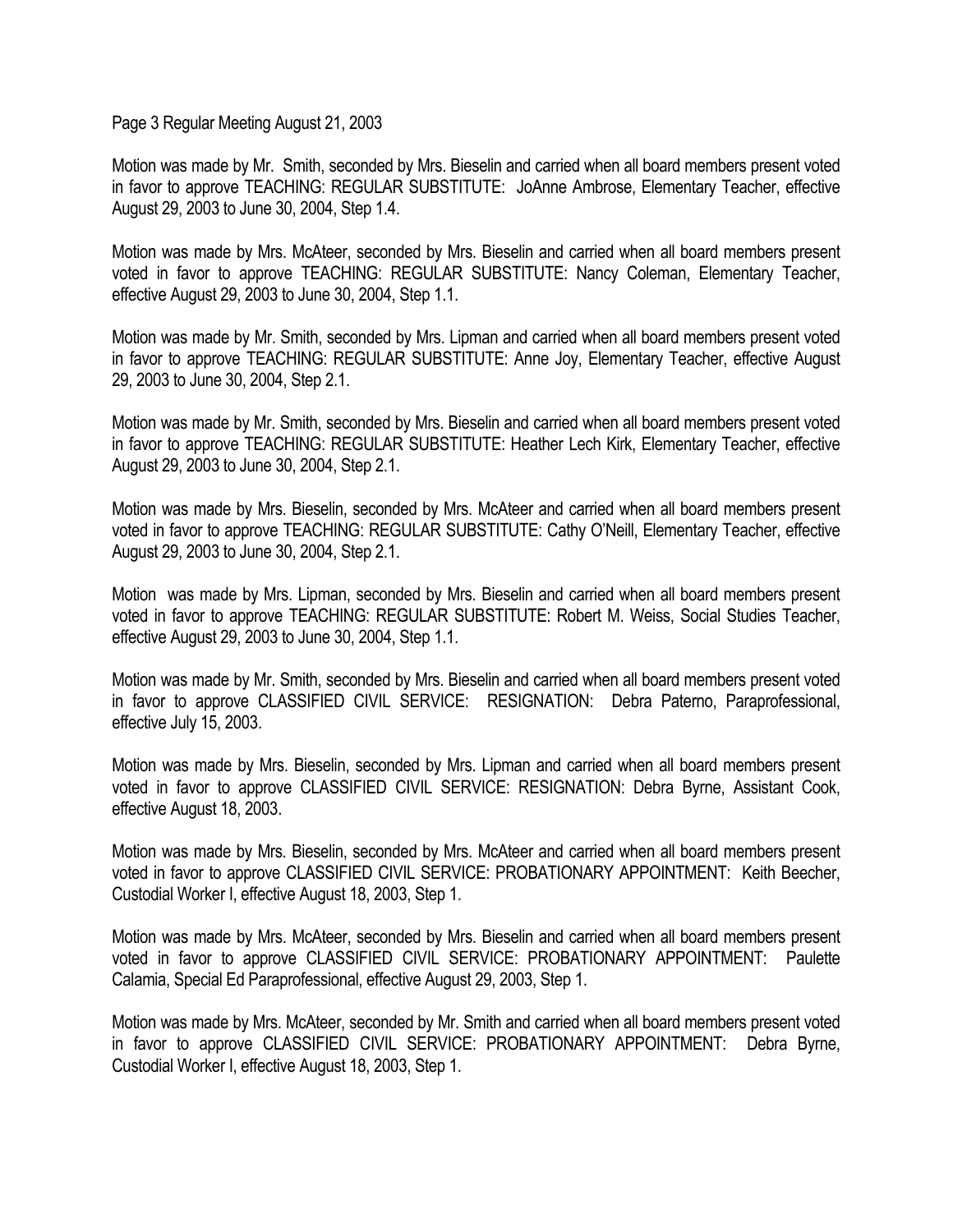Page 3 Regular Meeting August 21, 2003

Motion was made by Mr. Smith, seconded by Mrs. Bieselin and carried when all board members present voted in favor to approve TEACHING: REGULAR SUBSTITUTE: JoAnne Ambrose, Elementary Teacher, effective August 29, 2003 to June 30, 2004, Step 1.4.

Motion was made by Mrs. McAteer, seconded by Mrs. Bieselin and carried when all board members present voted in favor to approve TEACHING: REGULAR SUBSTITUTE: Nancy Coleman, Elementary Teacher, effective August 29, 2003 to June 30, 2004, Step 1.1.

Motion was made by Mr. Smith, seconded by Mrs. Lipman and carried when all board members present voted in favor to approve TEACHING: REGULAR SUBSTITUTE: Anne Joy, Elementary Teacher, effective August 29, 2003 to June 30, 2004, Step 2.1.

Motion was made by Mr. Smith, seconded by Mrs. Bieselin and carried when all board members present voted in favor to approve TEACHING: REGULAR SUBSTITUTE: Heather Lech Kirk, Elementary Teacher, effective August 29, 2003 to June 30, 2004, Step 2.1.

Motion was made by Mrs. Bieselin, seconded by Mrs. McAteer and carried when all board members present voted in favor to approve TEACHING: REGULAR SUBSTITUTE: Cathy O'Neill, Elementary Teacher, effective August 29, 2003 to June 30, 2004, Step 2.1.

Motion was made by Mrs. Lipman, seconded by Mrs. Bieselin and carried when all board members present voted in favor to approve TEACHING: REGULAR SUBSTITUTE: Robert M. Weiss, Social Studies Teacher, effective August 29, 2003 to June 30, 2004, Step 1.1.

Motion was made by Mr. Smith, seconded by Mrs. Bieselin and carried when all board members present voted in favor to approve CLASSIFIED CIVIL SERVICE: RESIGNATION: Debra Paterno, Paraprofessional, effective July 15, 2003.

Motion was made by Mrs. Bieselin, seconded by Mrs. Lipman and carried when all board members present voted in favor to approve CLASSIFIED CIVIL SERVICE: RESIGNATION: Debra Byrne, Assistant Cook, effective August 18, 2003.

Motion was made by Mrs. Bieselin, seconded by Mrs. McAteer and carried when all board members present voted in favor to approve CLASSIFIED CIVIL SERVICE: PROBATIONARY APPOINTMENT: Keith Beecher, Custodial Worker I, effective August 18, 2003, Step 1.

Motion was made by Mrs. McAteer, seconded by Mrs. Bieselin and carried when all board members present voted in favor to approve CLASSIFIED CIVIL SERVICE: PROBATIONARY APPOINTMENT: Paulette Calamia, Special Ed Paraprofessional, effective August 29, 2003, Step 1.

Motion was made by Mrs. McAteer, seconded by Mr. Smith and carried when all board members present voted in favor to approve CLASSIFIED CIVIL SERVICE: PROBATIONARY APPOINTMENT: Debra Byrne, Custodial Worker I, effective August 18, 2003, Step 1.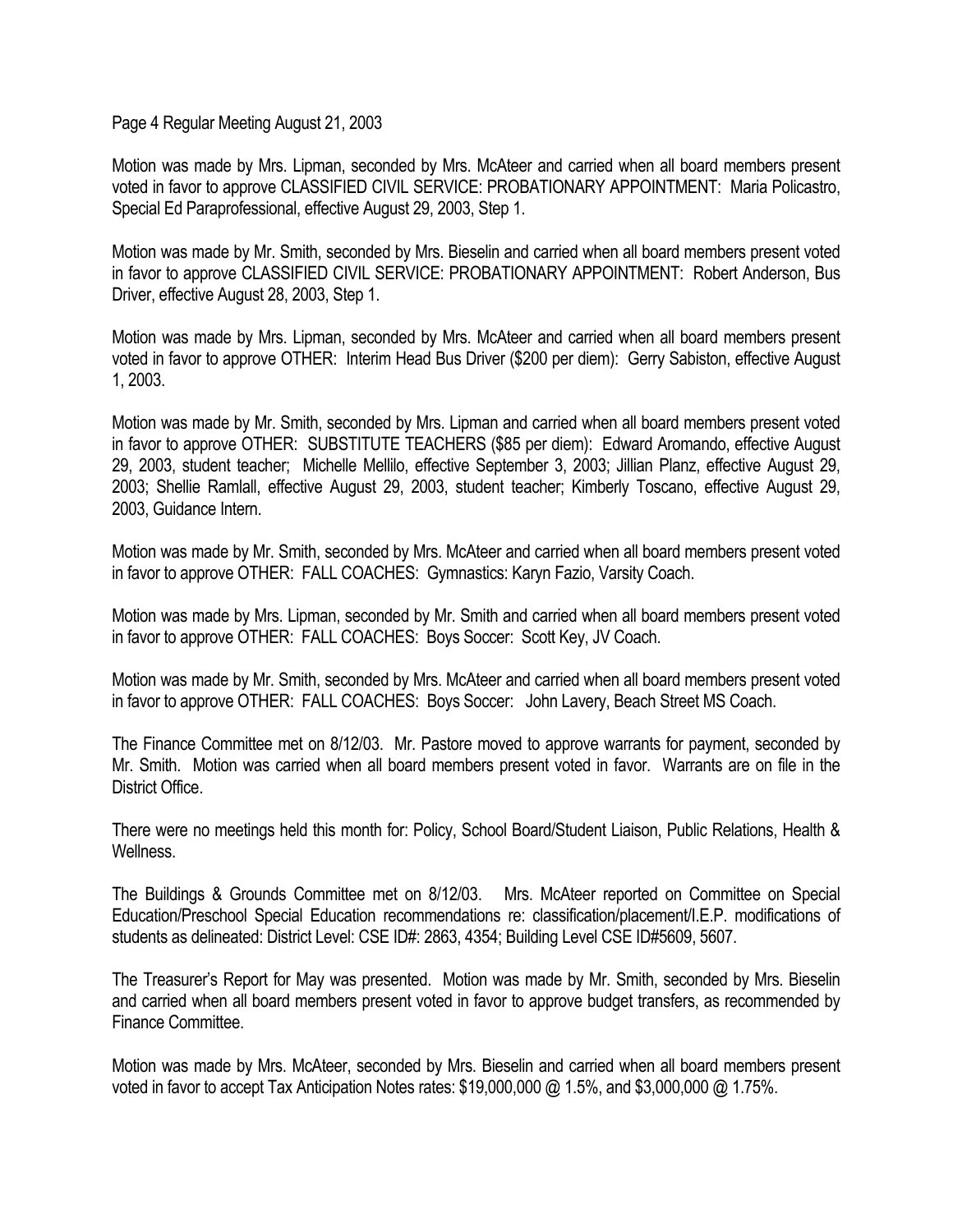Page 4 Regular Meeting August 21, 2003

Motion was made by Mrs. Lipman, seconded by Mrs. McAteer and carried when all board members present voted in favor to approve CLASSIFIED CIVIL SERVICE: PROBATIONARY APPOINTMENT: Maria Policastro, Special Ed Paraprofessional, effective August 29, 2003, Step 1.

Motion was made by Mr. Smith, seconded by Mrs. Bieselin and carried when all board members present voted in favor to approve CLASSIFIED CIVIL SERVICE: PROBATIONARY APPOINTMENT: Robert Anderson, Bus Driver, effective August 28, 2003, Step 1.

Motion was made by Mrs. Lipman, seconded by Mrs. McAteer and carried when all board members present voted in favor to approve OTHER: Interim Head Bus Driver ($200 per diem): Gerry Sabiston, effective August 1, 2003.

Motion was made by Mr. Smith, seconded by Mrs. Lipman and carried when all board members present voted in favor to approve OTHER: SUBSTITUTE TEACHERS ($85 per diem): Edward Aromando, effective August 29, 2003, student teacher; Michelle Mellilo, effective September 3, 2003; Jillian Planz, effective August 29, 2003; Shellie Ramlall, effective August 29, 2003, student teacher; Kimberly Toscano, effective August 29, 2003, Guidance Intern.

Motion was made by Mr. Smith, seconded by Mrs. McAteer and carried when all board members present voted in favor to approve OTHER: FALL COACHES: Gymnastics: Karyn Fazio, Varsity Coach.

Motion was made by Mrs. Lipman, seconded by Mr. Smith and carried when all board members present voted in favor to approve OTHER: FALL COACHES: Boys Soccer: Scott Key, JV Coach.

Motion was made by Mr. Smith, seconded by Mrs. McAteer and carried when all board members present voted in favor to approve OTHER: FALL COACHES: Boys Soccer: John Lavery, Beach Street MS Coach.

The Finance Committee met on 8/12/03. Mr. Pastore moved to approve warrants for payment, seconded by Mr. Smith. Motion was carried when all board members present voted in favor. Warrants are on file in the District Office.

There were no meetings held this month for: Policy, School Board/Student Liaison, Public Relations, Health & Wellness.

The Buildings & Grounds Committee met on 8/12/03. Mrs. McAteer reported on Committee on Special Education/Preschool Special Education recommendations re: classification/placement/I.E.P. modifications of students as delineated: District Level: CSE ID#: 2863, 4354; Building Level CSE ID#5609, 5607.

The Treasurer's Report for May was presented. Motion was made by Mr. Smith, seconded by Mrs. Bieselin and carried when all board members present voted in favor to approve budget transfers, as recommended by Finance Committee.

Motion was made by Mrs. McAteer, seconded by Mrs. Bieselin and carried when all board members present voted in favor to accept Tax Anticipation Notes rates: $19,000,000 @ 1.5%, and $3,000,000 @ 1.75%.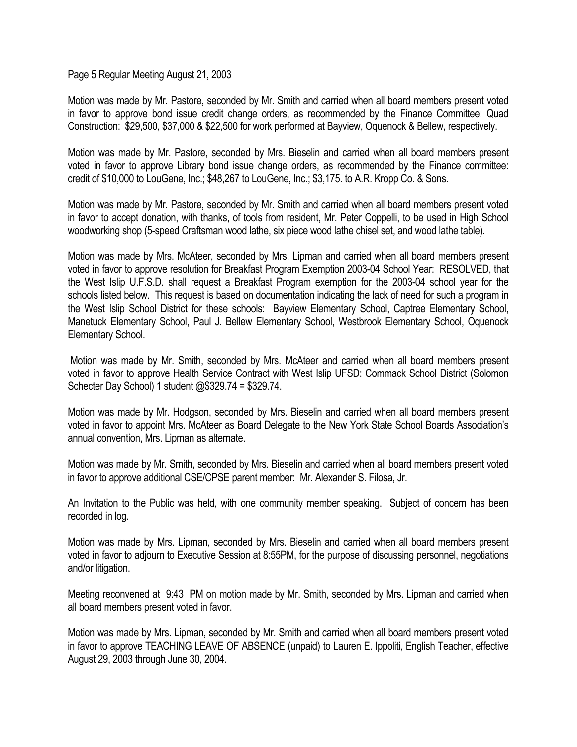Page 5 Regular Meeting August 21, 2003

Motion was made by Mr. Pastore, seconded by Mr. Smith and carried when all board members present voted in favor to approve bond issue credit change orders, as recommended by the Finance Committee: Quad Construction: $29,500, $37,000 & $22,500 for work performed at Bayview, Oquenock & Bellew, respectively.

Motion was made by Mr. Pastore, seconded by Mrs. Bieselin and carried when all board members present voted in favor to approve Library bond issue change orders, as recommended by the Finance committee: credit of $10,000 to LouGene, Inc.; $48,267 to LouGene, Inc.; $3,175. to A.R. Kropp Co. & Sons.

Motion was made by Mr. Pastore, seconded by Mr. Smith and carried when all board members present voted in favor to accept donation, with thanks, of tools from resident, Mr. Peter Coppelli, to be used in High School woodworking shop (5-speed Craftsman wood lathe, six piece wood lathe chisel set, and wood lathe table).

Motion was made by Mrs. McAteer, seconded by Mrs. Lipman and carried when all board members present voted in favor to approve resolution for Breakfast Program Exemption 2003-04 School Year: RESOLVED, that the West Islip U.F.S.D. shall request a Breakfast Program exemption for the 2003-04 school year for the schools listed below. This request is based on documentation indicating the lack of need for such a program in the West Islip School District for these schools: Bayview Elementary School, Captree Elementary School, Manetuck Elementary School, Paul J. Bellew Elementary School, Westbrook Elementary School, Oquenock Elementary School.

Motion was made by Mr. Smith, seconded by Mrs. McAteer and carried when all board members present voted in favor to approve Health Service Contract with West Islip UFSD: Commack School District (Solomon Schecter Day School) 1 student @$329.74 = $329.74.

Motion was made by Mr. Hodgson, seconded by Mrs. Bieselin and carried when all board members present voted in favor to appoint Mrs. McAteer as Board Delegate to the New York State School Boards Association's annual convention, Mrs. Lipman as alternate.

Motion was made by Mr. Smith, seconded by Mrs. Bieselin and carried when all board members present voted in favor to approve additional CSE/CPSE parent member: Mr. Alexander S. Filosa, Jr.

An Invitation to the Public was held, with one community member speaking. Subject of concern has been recorded in log.

Motion was made by Mrs. Lipman, seconded by Mrs. Bieselin and carried when all board members present voted in favor to adjourn to Executive Session at 8:55PM, for the purpose of discussing personnel, negotiations and/or litigation.

Meeting reconvened at 9:43 PM on motion made by Mr. Smith, seconded by Mrs. Lipman and carried when all board members present voted in favor.

Motion was made by Mrs. Lipman, seconded by Mr. Smith and carried when all board members present voted in favor to approve TEACHING LEAVE OF ABSENCE (unpaid) to Lauren E. Ippoliti, English Teacher, effective August 29, 2003 through June 30, 2004.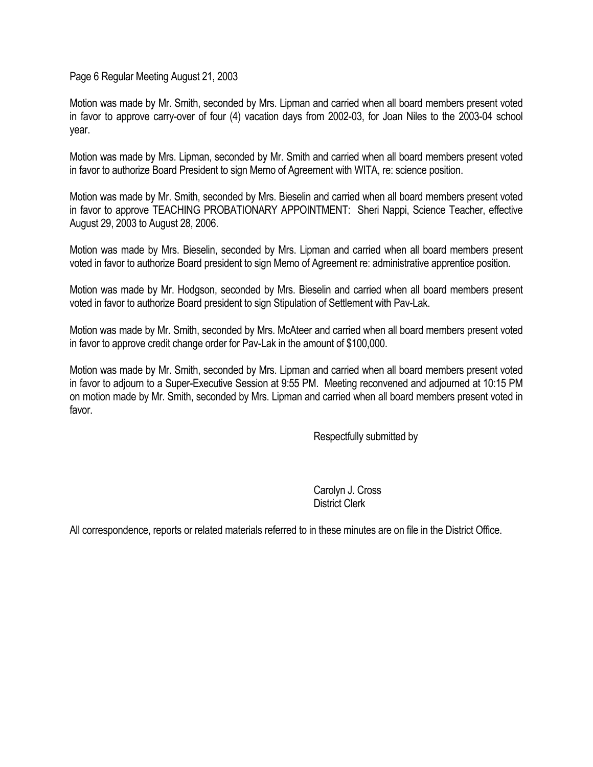Motion was made by Mr. Smith, seconded by Mrs. Lipman and carried when all board members present voted in favor to approve carry-over of four (4) vacation days from 2002-03, for Joan Niles to the 2003-04 school year.

Motion was made by Mrs. Lipman, seconded by Mr. Smith and carried when all board members present voted in favor to authorize Board President to sign Memo of Agreement with WITA, re: science position.

Motion was made by Mr. Smith, seconded by Mrs. Bieselin and carried when all board members present voted in favor to approve TEACHING PROBATIONARY APPOINTMENT: Sheri Nappi, Science Teacher, effective August 29, 2003 to August 28, 2006.

Motion was made by Mrs. Bieselin, seconded by Mrs. Lipman and carried when all board members present voted in favor to authorize Board president to sign Memo of Agreement re: administrative apprentice position.

Motion was made by Mr. Hodgson, seconded by Mrs. Bieselin and carried when all board members present voted in favor to authorize Board president to sign Stipulation of Settlement with Pav-Lak.

Motion was made by Mr. Smith, seconded by Mrs. McAteer and carried when all board members present voted in favor to approve credit change order for Pav-Lak in the amount of $100,000.

Motion was made by Mr. Smith, seconded by Mrs. Lipman and carried when all board members present voted in favor to adjourn to a Super-Executive Session at 9:55 PM. Meeting reconvened and adjourned at 10:15 PM on motion made by Mr. Smith, seconded by Mrs. Lipman and carried when all board members present voted in favor.

Respectfully submitted by

Carolyn J. Cross
District Clerk

All correspondence, reports or related materials referred to in these minutes are on file in the District Office.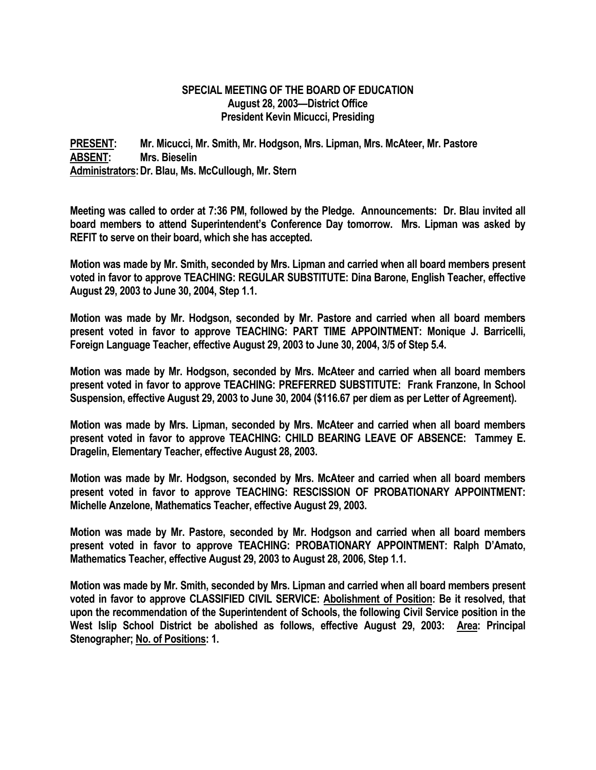**SPECIAL MEETING OF THE BOARD OF EDUCATION**
**August 28, 2003—District Office**
**President Kevin Micucci, Presiding**

**<u>PRESENT</u>: Mr. Micucci, Mr. Smith, Mr. Hodgson, Mrs. Lipman, Mrs. McAteer, Mr. Pastore**
**<u>ABSENT</u>: Mrs. Bieselin**
**<u>Administrators</u>: Dr. Blau, Ms. McCullough, Mr. Stern**

**Meeting was called to order at 7:36 PM, followed by the Pledge. Announcements: Dr. Blau invited all board members to attend Superintendent's Conference Day tomorrow. Mrs. Lipman was asked by REFIT to serve on their board, which she has accepted.**

**Motion was made by Mr. Smith, seconded by Mrs. Lipman and carried when all board members present voted in favor to approve TEACHING: REGULAR SUBSTITUTE: Dina Barone, English Teacher, effective August 29, 2003 to June 30, 2004, Step 1.1.**

**Motion was made by Mr. Hodgson, seconded by Mr. Pastore and carried when all board members present voted in favor to approve TEACHING: PART TIME APPOINTMENT: Monique J. Barricelli, Foreign Language Teacher, effective August 29, 2003 to June 30, 2004, 3/5 of Step 5.4.**

**Motion was made by Mr. Hodgson, seconded by Mrs. McAteer and carried when all board members present voted in favor to approve TEACHING: PREFERRED SUBSTITUTE: Frank Franzone, In School Suspension, effective August 29, 2003 to June 30, 2004 ($116.67 per diem as per Letter of Agreement).**

**Motion was made by Mrs. Lipman, seconded by Mrs. McAteer and carried when all board members present voted in favor to approve TEACHING: CHILD BEARING LEAVE OF ABSENCE: Tammey E. Dragelin, Elementary Teacher, effective August 28, 2003.**

**Motion was made by Mr. Hodgson, seconded by Mrs. McAteer and carried when all board members present voted in favor to approve TEACHING: RESCISSION OF PROBATIONARY APPOINTMENT: Michelle Anzelone, Mathematics Teacher, effective August 29, 2003.**

**Motion was made by Mr. Pastore, seconded by Mr. Hodgson and carried when all board members present voted in favor to approve TEACHING: PROBATIONARY APPOINTMENT: Ralph D'Amato, Mathematics Teacher, effective August 29, 2003 to August 28, 2006, Step 1.1.**

**Motion was made by Mr. Smith, seconded by Mrs. Lipman and carried when all board members present voted in favor to approve CLASSIFIED CIVIL SERVICE: <u>Abolishment of Position</u>: Be it resolved, that upon the recommendation of the Superintendent of Schools, the following Civil Service position in the West Islip School District be abolished as follows, effective August 29, 2003: <u>Area</u>: Principal Stenographer; <u>No. of Positions</u>: 1.**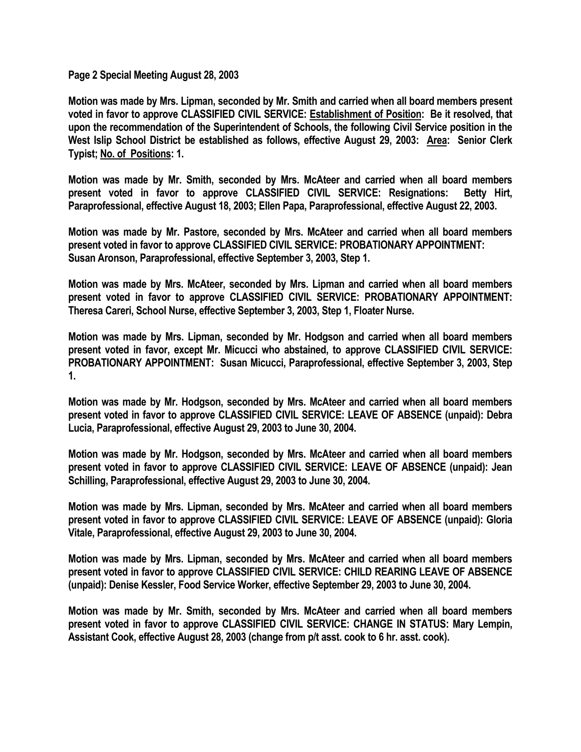**Page 2 Special Meeting August 28, 2003**

**Motion was made by Mrs. Lipman, seconded by Mr. Smith and carried when all board members present voted in favor to approve CLASSIFIED CIVIL SERVICE: Establishment of Position: Be it resolved, that upon the recommendation of the Superintendent of Schools, the following Civil Service position in the West Islip School District be established as follows, effective August 29, 2003: Area: Senior Clerk Typist; No. of Positions: 1.**

**Motion was made by Mr. Smith, seconded by Mrs. McAteer and carried when all board members present voted in favor to approve CLASSIFIED CIVIL SERVICE: Resignations: Betty Hirt, Paraprofessional, effective August 18, 2003; Ellen Papa, Paraprofessional, effective August 22, 2003.**

**Motion was made by Mr. Pastore, seconded by Mrs. McAteer and carried when all board members present voted in favor to approve CLASSIFIED CIVIL SERVICE: PROBATIONARY APPOINTMENT: Susan Aronson, Paraprofessional, effective September 3, 2003, Step 1.**

**Motion was made by Mrs. McAteer, seconded by Mrs. Lipman and carried when all board members present voted in favor to approve CLASSIFIED CIVIL SERVICE: PROBATIONARY APPOINTMENT: Theresa Careri, School Nurse, effective September 3, 2003, Step 1, Floater Nurse.**

**Motion was made by Mrs. Lipman, seconded by Mr. Hodgson and carried when all board members present voted in favor, except Mr. Micucci who abstained, to approve CLASSIFIED CIVIL SERVICE: PROBATIONARY APPOINTMENT: Susan Micucci, Paraprofessional, effective September 3, 2003, Step 1.**

**Motion was made by Mr. Hodgson, seconded by Mrs. McAteer and carried when all board members present voted in favor to approve CLASSIFIED CIVIL SERVICE: LEAVE OF ABSENCE (unpaid): Debra Lucia, Paraprofessional, effective August 29, 2003 to June 30, 2004.**

**Motion was made by Mr. Hodgson, seconded by Mrs. McAteer and carried when all board members present voted in favor to approve CLASSIFIED CIVIL SERVICE: LEAVE OF ABSENCE (unpaid): Jean Schilling, Paraprofessional, effective August 29, 2003 to June 30, 2004.**

**Motion was made by Mrs. Lipman, seconded by Mrs. McAteer and carried when all board members present voted in favor to approve CLASSIFIED CIVIL SERVICE: LEAVE OF ABSENCE (unpaid): Gloria Vitale, Paraprofessional, effective August 29, 2003 to June 30, 2004.**

**Motion was made by Mrs. Lipman, seconded by Mrs. McAteer and carried when all board members present voted in favor to approve CLASSIFIED CIVIL SERVICE: CHILD REARING LEAVE OF ABSENCE (unpaid): Denise Kessler, Food Service Worker, effective September 29, 2003 to June 30, 2004.**

**Motion was made by Mr. Smith, seconded by Mrs. McAteer and carried when all board members present voted in favor to approve CLASSIFIED CIVIL SERVICE: CHANGE IN STATUS: Mary Lempin, Assistant Cook, effective August 28, 2003 (change from p/t asst. cook to 6 hr. asst. cook).**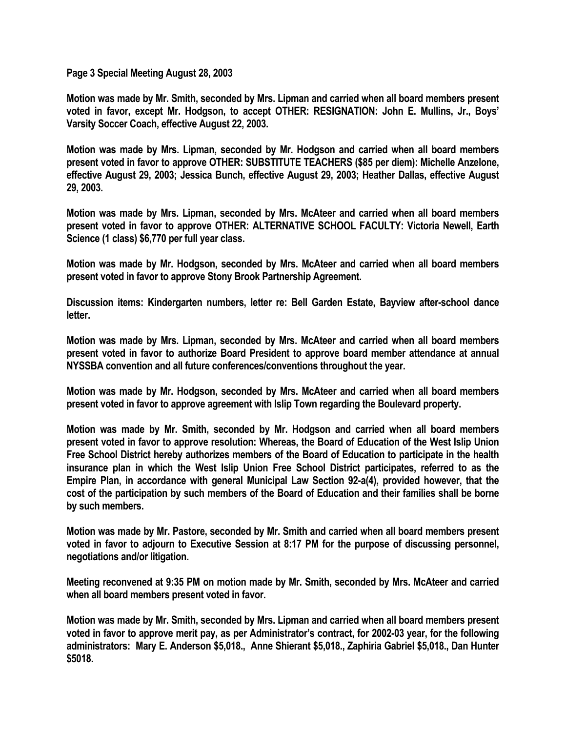**Page 3 Special Meeting August 28, 2003**

**Motion was made by Mr. Smith, seconded by Mrs. Lipman and carried when all board members present voted in favor, except Mr. Hodgson, to accept OTHER: RESIGNATION: John E. Mullins, Jr., Boys' Varsity Soccer Coach, effective August 22, 2003.**

**Motion was made by Mrs. Lipman, seconded by Mr. Hodgson and carried when all board members present voted in favor to approve OTHER: SUBSTITUTE TEACHERS ($85 per diem): Michelle Anzelone, effective August 29, 2003; Jessica Bunch, effective August 29, 2003; Heather Dallas, effective August 29, 2003.**

**Motion was made by Mrs. Lipman, seconded by Mrs. McAteer and carried when all board members present voted in favor to approve OTHER: ALTERNATIVE SCHOOL FACULTY: Victoria Newell, Earth Science (1 class) $6,770 per full year class.**

**Motion was made by Mr. Hodgson, seconded by Mrs. McAteer and carried when all board members present voted in favor to approve Stony Brook Partnership Agreement.**

**Discussion items: Kindergarten numbers, letter re: Bell Garden Estate, Bayview after-school dance letter.**

**Motion was made by Mrs. Lipman, seconded by Mrs. McAteer and carried when all board members present voted in favor to authorize Board President to approve board member attendance at annual NYSSBA convention and all future conferences/conventions throughout the year.**

**Motion was made by Mr. Hodgson, seconded by Mrs. McAteer and carried when all board members present voted in favor to approve agreement with Islip Town regarding the Boulevard property.**

**Motion was made by Mr. Smith, seconded by Mr. Hodgson and carried when all board members present voted in favor to approve resolution: Whereas, the Board of Education of the West Islip Union Free School District hereby authorizes members of the Board of Education to participate in the health insurance plan in which the West Islip Union Free School District participates, referred to as the Empire Plan, in accordance with general Municipal Law Section 92-a(4), provided however, that the cost of the participation by such members of the Board of Education and their families shall be borne by such members.**

**Motion was made by Mr. Pastore, seconded by Mr. Smith and carried when all board members present voted in favor to adjourn to Executive Session at 8:17 PM for the purpose of discussing personnel, negotiations and/or litigation.**

**Meeting reconvened at 9:35 PM on motion made by Mr. Smith, seconded by Mrs. McAteer and carried when all board members present voted in favor.**

**Motion was made by Mr. Smith, seconded by Mrs. Lipman and carried when all board members present voted in favor to approve merit pay, as per Administrator's contract, for 2002-03 year, for the following administrators: Mary E. Anderson $5,018., Anne Shierant $5,018., Zaphiria Gabriel $5,018., Dan Hunter $5018.**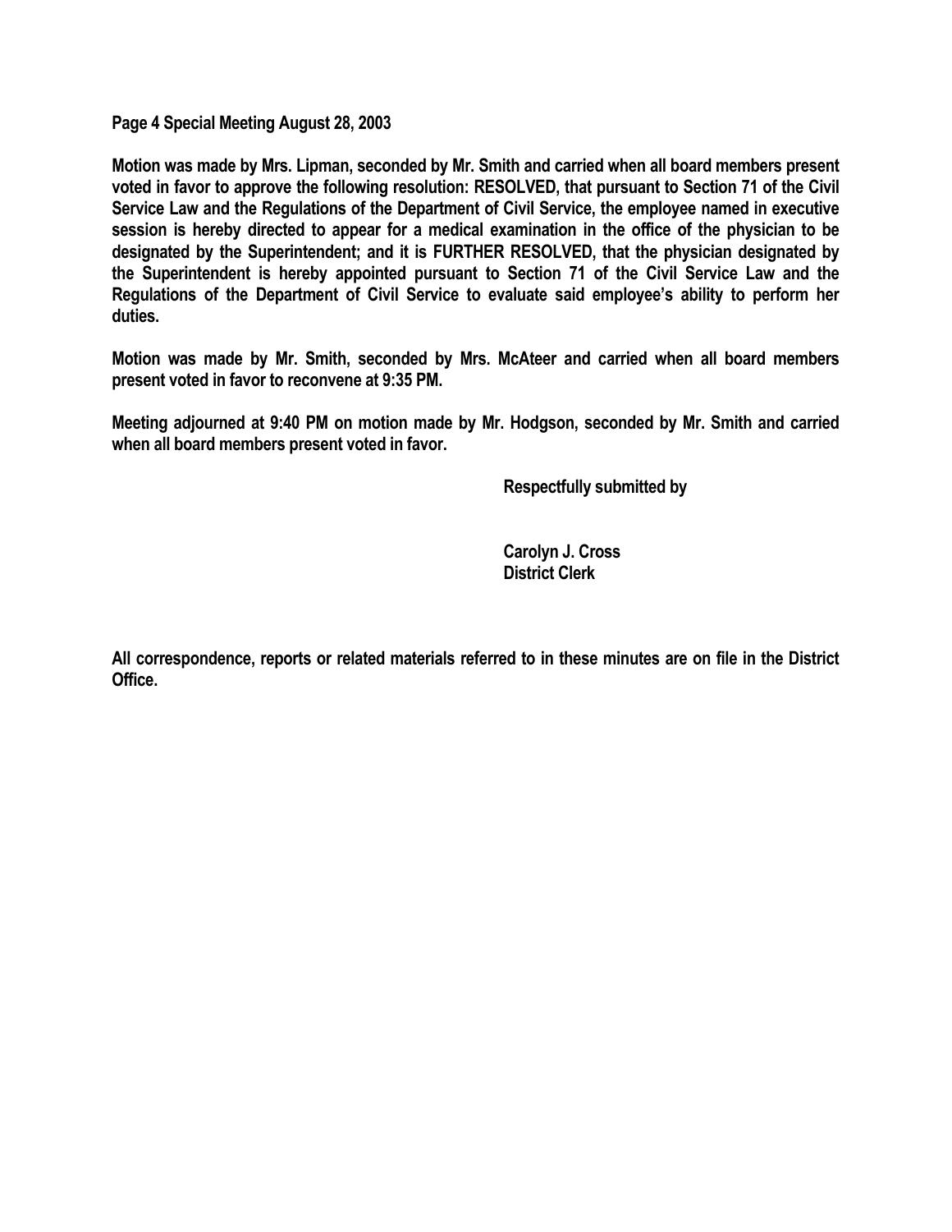**Motion was made by Mrs. Lipman, seconded by Mr. Smith and carried when all board members present voted in favor to approve the following resolution: RESOLVED, that pursuant to Section 71 of the Civil Service Law and the Regulations of the Department of Civil Service, the employee named in executive session is hereby directed to appear for a medical examination in the office of the physician to be designated by the Superintendent; and it is FURTHER RESOLVED, that the physician designated by the Superintendent is hereby appointed pursuant to Section 71 of the Civil Service Law and the Regulations of the Department of Civil Service to evaluate said employee's ability to perform her duties.**

**Motion was made by Mr. Smith, seconded by Mrs. McAteer and carried when all board members present voted in favor to reconvene at 9:35 PM.**

**Meeting adjourned at 9:40 PM on motion made by Mr. Hodgson, seconded by Mr. Smith and carried when all board members present voted in favor.**

**Respectfully submitted by**

**Carolyn J. Cross**
**District Clerk**

**All correspondence, reports or related materials referred to in these minutes are on file in the District Office.**